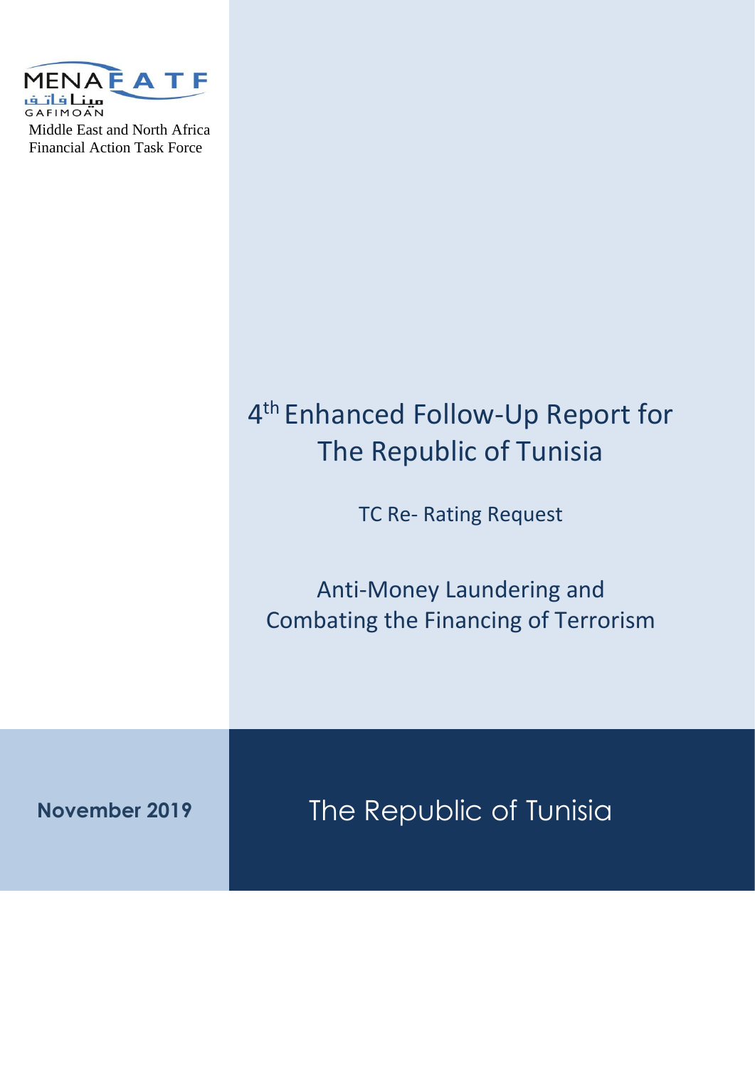MENAFATF

مينا فاتف

GAFIMOAN

Middle East and North Africa
Financial Action Task Force

# 4th Enhanced Follow-Up Report for The Republic of Tunisia

TC Re- Rating Request

## Anti-Money Laundering and Combating the Financing of Terrorism

**November 2019**

The Republic of Tunisia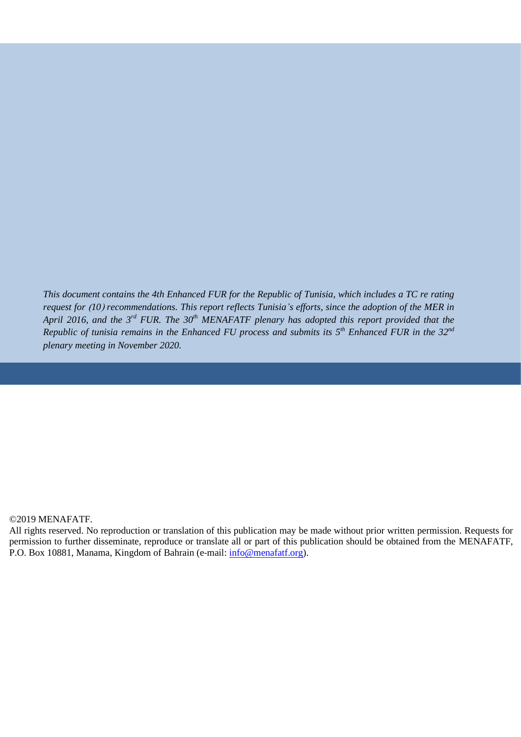*This document contains the 4th Enhanced FUR for the Republic of Tunisia, which includes a TC re rating request for (10) recommendations. This report reflects Tunisia's efforts, since the adoption of the MER in April 2016, and the 3rd FUR. The 30th MENAFATF plenary has adopted this report provided that the Republic of tunisia remains in the Enhanced FU process and submits its 5th Enhanced FUR in the 32nd plenary meeting in November 2020.*

©2019 MENAFATF.

All rights reserved. No reproduction or translation of this publication may be made without prior written permission. Requests for permission to further disseminate, reproduce or translate all or part of this publication should be obtained from the MENAFATF, P.O. Box 10881, Manama, Kingdom of Bahrain (e-mail: info@menafatf.org).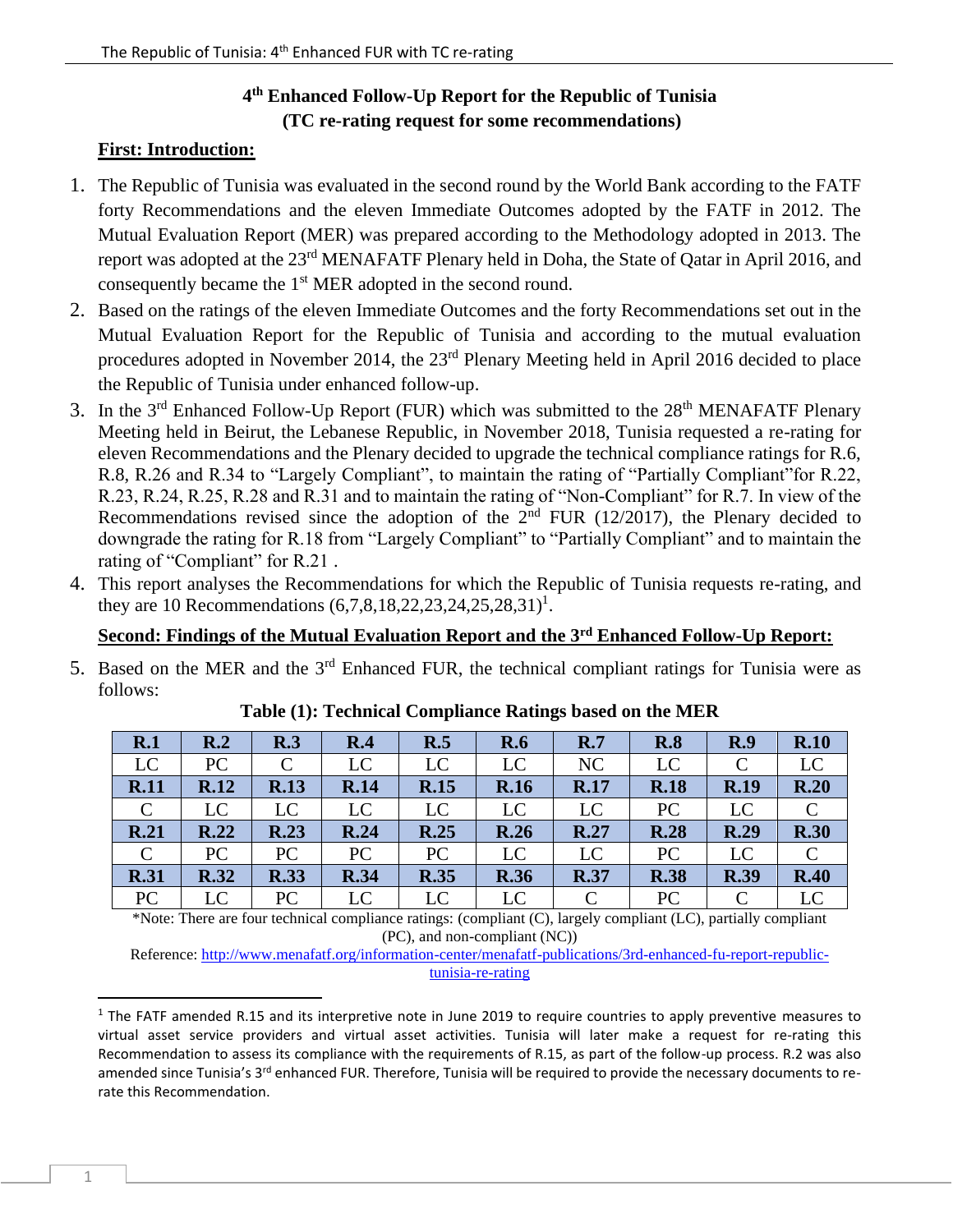# 4th Enhanced Follow-Up Report for the Republic of Tunisia
## (TC re-rating request for some recommendations)

**First: Introduction:**

1. The Republic of Tunisia was evaluated in the second round by the World Bank according to the FATF forty Recommendations and the eleven Immediate Outcomes adopted by the FATF in 2012. The Mutual Evaluation Report (MER) was prepared according to the Methodology adopted in 2013. The report was adopted at the 23rd MENAFATF Plenary held in Doha, the State of Qatar in April 2016, and consequently became the 1st MER adopted in the second round.
2. Based on the ratings of the eleven Immediate Outcomes and the forty Recommendations set out in the Mutual Evaluation Report for the Republic of Tunisia and according to the mutual evaluation procedures adopted in November 2014, the 23rd Plenary Meeting held in April 2016 decided to place the Republic of Tunisia under enhanced follow-up.
3. In the 3rd Enhanced Follow-Up Report (FUR) which was submitted to the 28th MENAFATF Plenary Meeting held in Beirut, the Lebanese Republic, in November 2018, Tunisia requested a re-rating for eleven Recommendations and the Plenary decided to upgrade the technical compliance ratings for R.6, R.8, R.26 and R.34 to "Largely Compliant", to maintain the rating of "Partially Compliant"for R.22, R.23, R.24, R.25, R.28 and R.31 and to maintain the rating of "Non-Compliant" for R.7. In view of the Recommendations revised since the adoption of the 2nd FUR (12/2017), the Plenary decided to downgrade the rating for R.18 from "Largely Compliant" to "Partially Compliant" and to maintain the rating of "Compliant" for R.21 .
4. This report analyses the Recommendations for which the Republic of Tunisia requests re-rating, and they are 10 Recommendations (6,7,8,18,22,23,24,25,28,31)[1].

**Second: Findings of the Mutual Evaluation Report and the 3rd Enhanced Follow-Up Report:**

5. Based on the MER and the 3rd Enhanced FUR, the technical compliant ratings for Tunisia were as follows:

**Table (1): Technical Compliance Ratings based on the MER**

| R.1 | R.2 | R.3 | R.4 | R.5 | R.6 | R.7 | R.8 | R.9 | R.10 |
|---|---|---|---|---|---|---|---|---|---|
| LC | PC | C | LC | LC | LC | NC | LC | C | LC |
| **R.11** | **R.12** | **R.13** | **R.14** | **R.15** | **R.16** | **R.17** | **R.18** | **R.19** | **R.20** |
| C | LC | LC | LC | LC | LC | LC | PC | LC | C |
| **R.21** | **R.22** | **R.23** | **R.24** | **R.25** | **R.26** | **R.27** | **R.28** | **R.29** | **R.30** |
| C | PC | PC | PC | PC | LC | LC | PC | LC | C |
| **R.31** | **R.32** | **R.33** | **R.34** | **R.35** | **R.36** | **R.37** | **R.38** | **R.39** | **R.40** |
| PC | LC | PC | LC | LC | LC | C | PC | C | LC |

*Note: There are four technical compliance ratings: (compliant (C), largely compliant (LC), partially compliant (PC), and non-compliant (NC))

Reference: http://www.menafatf.org/information-center/menafatf-publications/3rd-enhanced-fu-report-republic-tunisia-re-rating

[1] The FATF amended R.15 and its interpretive note in June 2019 to require countries to apply preventive measures to virtual asset service providers and virtual asset activities. Tunisia will later make a request for re-rating this Recommendation to assess its compliance with the requirements of R.15, as part of the follow-up process. R.2 was also amended since Tunisia's 3rd enhanced FUR. Therefore, Tunisia will be required to provide the necessary documents to re-rate this Recommendation.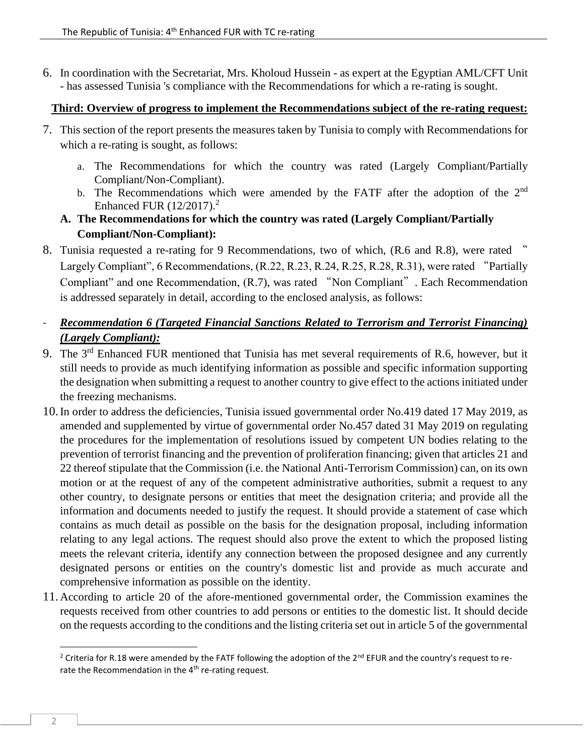6. In coordination with the Secretariat, Mrs. Kholoud Hussein - as expert at the Egyptian AML/CFT Unit - has assessed Tunisia 's compliance with the Recommendations for which a re-rating is sought.

**Third: Overview of progress to implement the Recommendations subject of the re-rating request:**

7. This section of the report presents the measures taken by Tunisia to comply with Recommendations for which a re-rating is sought, as follows:

   a. The Recommendations for which the country was rated (Largely Compliant/Partially Compliant/Non-Compliant).

   b. The Recommendations which were amended by the FATF after the adoption of the 2nd Enhanced FUR (12/2017).[2]

**A. The Recommendations for which the country was rated (Largely Compliant/Partially Compliant/Non-Compliant):**

8. Tunisia requested a re-rating for 9 Recommendations, two of which, (R.6 and R.8), were rated " Largely Compliant", 6 Recommendations, (R.22, R.23, R.24, R.25, R.28, R.31), were rated "Partially Compliant" and one Recommendation, (R.7), was rated "Non Compliant". Each Recommendation is addressed separately in detail, according to the enclosed analysis, as follows:

- ***Recommendation 6 (Targeted Financial Sanctions Related to Terrorism and Terrorist Financing) (Largely Compliant):***

9. The 3rd Enhanced FUR mentioned that Tunisia has met several requirements of R.6, however, but it still needs to provide as much identifying information as possible and specific information supporting the designation when submitting a request to another country to give effect to the actions initiated under the freezing mechanisms.

10. In order to address the deficiencies, Tunisia issued governmental order No.419 dated 17 May 2019, as amended and supplemented by virtue of governmental order No.457 dated 31 May 2019 on regulating the procedures for the implementation of resolutions issued by competent UN bodies relating to the prevention of terrorist financing and the prevention of proliferation financing; given that articles 21 and 22 thereof stipulate that the Commission (i.e. the National Anti-Terrorism Commission) can, on its own motion or at the request of any of the competent administrative authorities, submit a request to any other country, to designate persons or entities that meet the designation criteria; and provide all the information and documents needed to justify the request. It should provide a statement of case which contains as much detail as possible on the basis for the designation proposal, including information relating to any legal actions. The request should also prove the extent to which the proposed listing meets the relevant criteria, identify any connection between the proposed designee and any currently designated persons or entities on the country's domestic list and provide as much accurate and comprehensive information as possible on the identity.

11. According to article 20 of the afore-mentioned governmental order, the Commission examines the requests received from other countries to add persons or entities to the domestic list. It should decide on the requests according to the conditions and the listing criteria set out in article 5 of the governmental

---

[2] Criteria for R.18 were amended by the FATF following the adoption of the 2nd EFUR and the country's request to re-rate the Recommendation in the 4th re-rating request.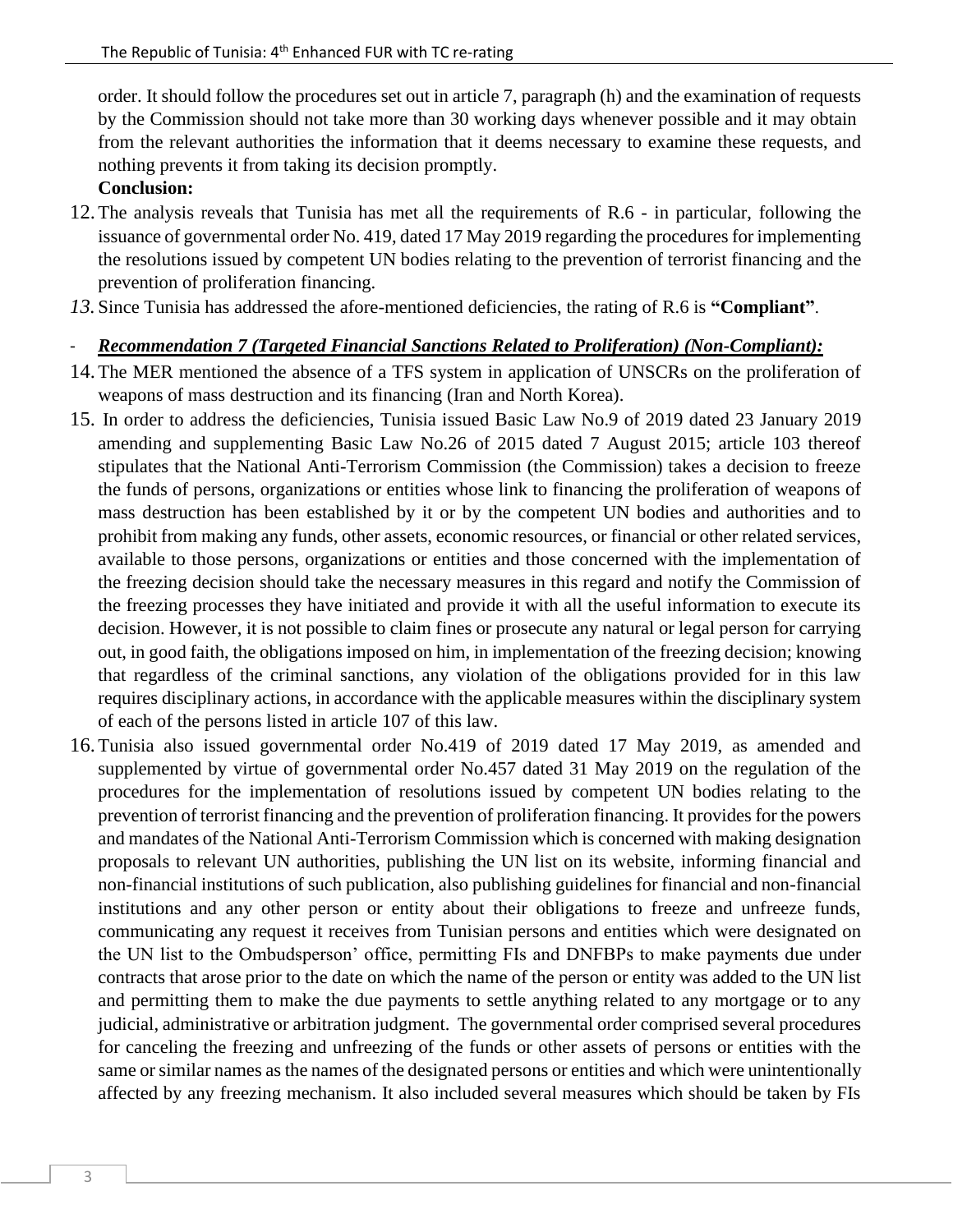order. It should follow the procedures set out in article 7, paragraph (h) and the examination of requests by the Commission should not take more than 30 working days whenever possible and it may obtain from the relevant authorities the information that it deems necessary to examine these requests, and nothing prevents it from taking its decision promptly.

**Conclusion:**

12. The analysis reveals that Tunisia has met all the requirements of R.6 - in particular, following the issuance of governmental order No. 419, dated 17 May 2019 regarding the procedures for implementing the resolutions issued by competent UN bodies relating to the prevention of terrorist financing and the prevention of proliferation financing.

*13.* Since Tunisia has addressed the afore-mentioned deficiencies, the rating of R.6 is **"Compliant"**.

- ***Recommendation 7 (Targeted Financial Sanctions Related to Proliferation) (Non-Compliant):***

14. The MER mentioned the absence of a TFS system in application of UNSCRs on the proliferation of weapons of mass destruction and its financing (Iran and North Korea).

15. In order to address the deficiencies, Tunisia issued Basic Law No.9 of 2019 dated 23 January 2019 amending and supplementing Basic Law No.26 of 2015 dated 7 August 2015; article 103 thereof stipulates that the National Anti-Terrorism Commission (the Commission) takes a decision to freeze the funds of persons, organizations or entities whose link to financing the proliferation of weapons of mass destruction has been established by it or by the competent UN bodies and authorities and to prohibit from making any funds, other assets, economic resources, or financial or other related services, available to those persons, organizations or entities and those concerned with the implementation of the freezing decision should take the necessary measures in this regard and notify the Commission of the freezing processes they have initiated and provide it with all the useful information to execute its decision. However, it is not possible to claim fines or prosecute any natural or legal person for carrying out, in good faith, the obligations imposed on him, in implementation of the freezing decision; knowing that regardless of the criminal sanctions, any violation of the obligations provided for in this law requires disciplinary actions, in accordance with the applicable measures within the disciplinary system of each of the persons listed in article 107 of this law.

16. Tunisia also issued governmental order No.419 of 2019 dated 17 May 2019, as amended and supplemented by virtue of governmental order No.457 dated 31 May 2019 on the regulation of the procedures for the implementation of resolutions issued by competent UN bodies relating to the prevention of terrorist financing and the prevention of proliferation financing. It provides for the powers and mandates of the National Anti-Terrorism Commission which is concerned with making designation proposals to relevant UN authorities, publishing the UN list on its website, informing financial and non-financial institutions of such publication, also publishing guidelines for financial and non-financial institutions and any other person or entity about their obligations to freeze and unfreeze funds, communicating any request it receives from Tunisian persons and entities which were designated on the UN list to the Ombudsperson' office, permitting FIs and DNFBPs to make payments due under contracts that arose prior to the date on which the name of the person or entity was added to the UN list and permitting them to make the due payments to settle anything related to any mortgage or to any judicial, administrative or arbitration judgment. The governmental order comprised several procedures for canceling the freezing and unfreezing of the funds or other assets of persons or entities with the same or similar names as the names of the designated persons or entities and which were unintentionally affected by any freezing mechanism. It also included several measures which should be taken by FIs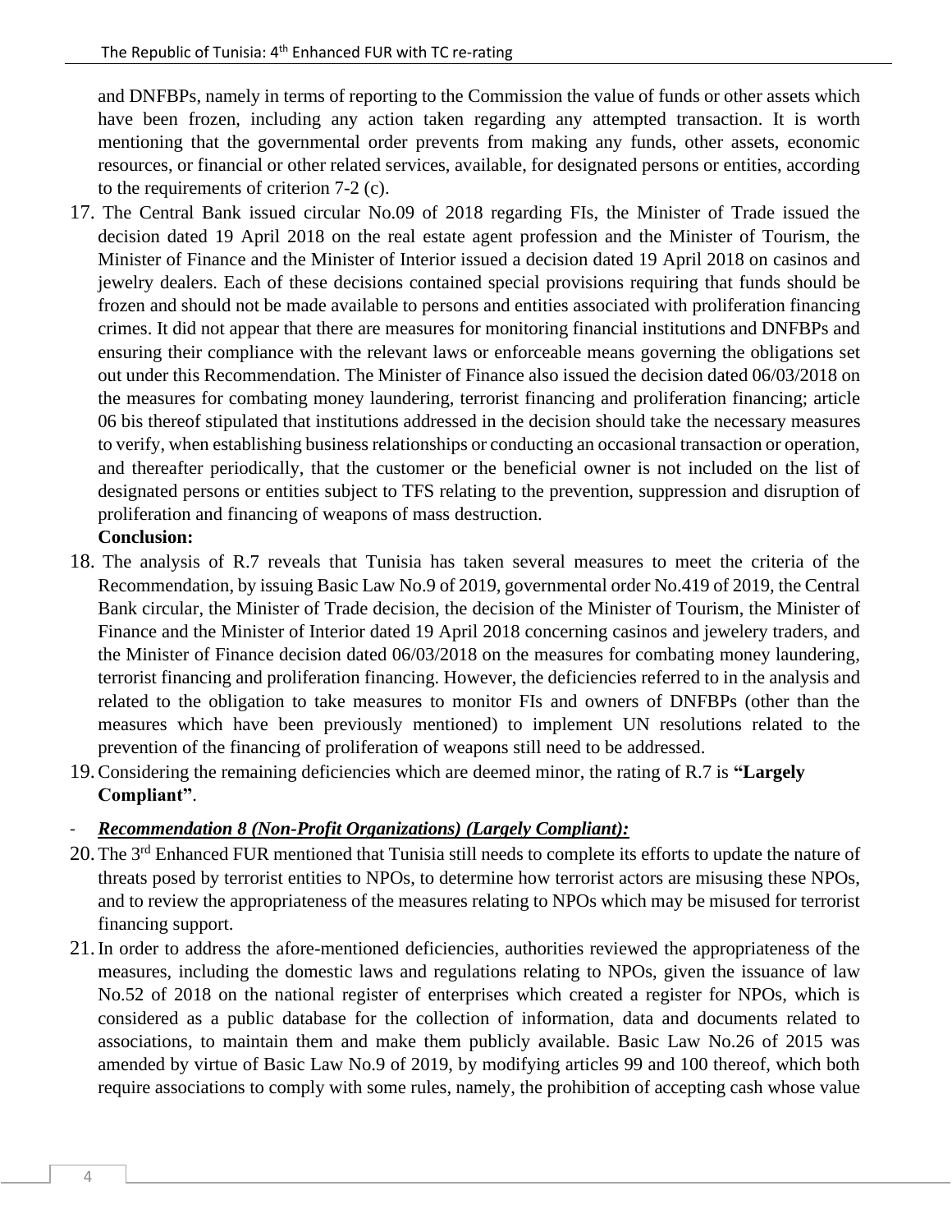and DNFBPs, namely in terms of reporting to the Commission the value of funds or other assets which have been frozen, including any action taken regarding any attempted transaction. It is worth mentioning that the governmental order prevents from making any funds, other assets, economic resources, or financial or other related services, available, for designated persons or entities, according to the requirements of criterion 7-2 (c).

17. The Central Bank issued circular No.09 of 2018 regarding FIs, the Minister of Trade issued the decision dated 19 April 2018 on the real estate agent profession and the Minister of Tourism, the Minister of Finance and the Minister of Interior issued a decision dated 19 April 2018 on casinos and jewelry dealers. Each of these decisions contained special provisions requiring that funds should be frozen and should not be made available to persons and entities associated with proliferation financing crimes. It did not appear that there are measures for monitoring financial institutions and DNFBPs and ensuring their compliance with the relevant laws or enforceable means governing the obligations set out under this Recommendation. The Minister of Finance also issued the decision dated 06/03/2018 on the measures for combating money laundering, terrorist financing and proliferation financing; article 06 bis thereof stipulated that institutions addressed in the decision should take the necessary measures to verify, when establishing business relationships or conducting an occasional transaction or operation, and thereafter periodically, that the customer or the beneficial owner is not included on the list of designated persons or entities subject to TFS relating to the prevention, suppression and disruption of proliferation and financing of weapons of mass destruction.

**Conclusion:**

18. The analysis of R.7 reveals that Tunisia has taken several measures to meet the criteria of the Recommendation, by issuing Basic Law No.9 of 2019, governmental order No.419 of 2019, the Central Bank circular, the Minister of Trade decision, the decision of the Minister of Tourism, the Minister of Finance and the Minister of Interior dated 19 April 2018 concerning casinos and jewelery traders, and the Minister of Finance decision dated 06/03/2018 on the measures for combating money laundering, terrorist financing and proliferation financing. However, the deficiencies referred to in the analysis and related to the obligation to take measures to monitor FIs and owners of DNFBPs (other than the measures which have been previously mentioned) to implement UN resolutions related to the prevention of the financing of proliferation of weapons still need to be addressed.

19. Considering the remaining deficiencies which are deemed minor, the rating of R.7 is **"Largely Compliant"**.

- ***Recommendation 8 (Non-Profit Organizations) (Largely Compliant):***

20. The 3rd Enhanced FUR mentioned that Tunisia still needs to complete its efforts to update the nature of threats posed by terrorist entities to NPOs, to determine how terrorist actors are misusing these NPOs, and to review the appropriateness of the measures relating to NPOs which may be misused for terrorist financing support.

21. In order to address the afore-mentioned deficiencies, authorities reviewed the appropriateness of the measures, including the domestic laws and regulations relating to NPOs, given the issuance of law No.52 of 2018 on the national register of enterprises which created a register for NPOs, which is considered as a public database for the collection of information, data and documents related to associations, to maintain them and make them publicly available. Basic Law No.26 of 2015 was amended by virtue of Basic Law No.9 of 2019, by modifying articles 99 and 100 thereof, which both require associations to comply with some rules, namely, the prohibition of accepting cash whose value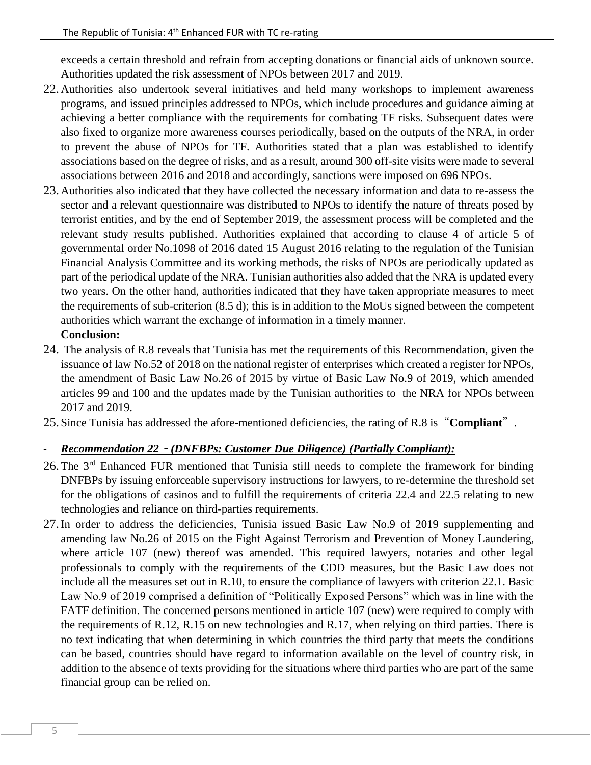exceeds a certain threshold and refrain from accepting donations or financial aids of unknown source. Authorities updated the risk assessment of NPOs between 2017 and 2019.

22. Authorities also undertook several initiatives and held many workshops to implement awareness programs, and issued principles addressed to NPOs, which include procedures and guidance aiming at achieving a better compliance with the requirements for combating TF risks. Subsequent dates were also fixed to organize more awareness courses periodically, based on the outputs of the NRA, in order to prevent the abuse of NPOs for TF. Authorities stated that a plan was established to identify associations based on the degree of risks, and as a result, around 300 off-site visits were made to several associations between 2016 and 2018 and accordingly, sanctions were imposed on 696 NPOs.

23. Authorities also indicated that they have collected the necessary information and data to re-assess the sector and a relevant questionnaire was distributed to NPOs to identify the nature of threats posed by terrorist entities, and by the end of September 2019, the assessment process will be completed and the relevant study results published. Authorities explained that according to clause 4 of article 5 of governmental order No.1098 of 2016 dated 15 August 2016 relating to the regulation of the Tunisian Financial Analysis Committee and its working methods, the risks of NPOs are periodically updated as part of the periodical update of the NRA. Tunisian authorities also added that the NRA is updated every two years. On the other hand, authorities indicated that they have taken appropriate measures to meet the requirements of sub-criterion (8.5 d); this is in addition to the MoUs signed between the competent authorities which warrant the exchange of information in a timely manner.

**Conclusion:**

24. The analysis of R.8 reveals that Tunisia has met the requirements of this Recommendation, given the issuance of law No.52 of 2018 on the national register of enterprises which created a register for NPOs, the amendment of Basic Law No.26 of 2015 by virtue of Basic Law No.9 of 2019, which amended articles 99 and 100 and the updates made by the Tunisian authorities to the NRA for NPOs between 2017 and 2019.

25. Since Tunisia has addressed the afore-mentioned deficiencies, the rating of R.8 is "**Compliant**".

- ***Recommendation 22 - (DNFBPs: Customer Due Diligence) (Partially Compliant):***

26. The 3rd Enhanced FUR mentioned that Tunisia still needs to complete the framework for binding DNFBPs by issuing enforceable supervisory instructions for lawyers, to re-determine the threshold set for the obligations of casinos and to fulfill the requirements of criteria 22.4 and 22.5 relating to new technologies and reliance on third-parties requirements.

27. In order to address the deficiencies, Tunisia issued Basic Law No.9 of 2019 supplementing and amending law No.26 of 2015 on the Fight Against Terrorism and Prevention of Money Laundering, where article 107 (new) thereof was amended. This required lawyers, notaries and other legal professionals to comply with the requirements of the CDD measures, but the Basic Law does not include all the measures set out in R.10, to ensure the compliance of lawyers with criterion 22.1. Basic Law No.9 of 2019 comprised a definition of "Politically Exposed Persons" which was in line with the FATF definition. The concerned persons mentioned in article 107 (new) were required to comply with the requirements of R.12, R.15 on new technologies and R.17, when relying on third parties. There is no text indicating that when determining in which countries the third party that meets the conditions can be based, countries should have regard to information available on the level of country risk, in addition to the absence of texts providing for the situations where third parties who are part of the same financial group can be relied on.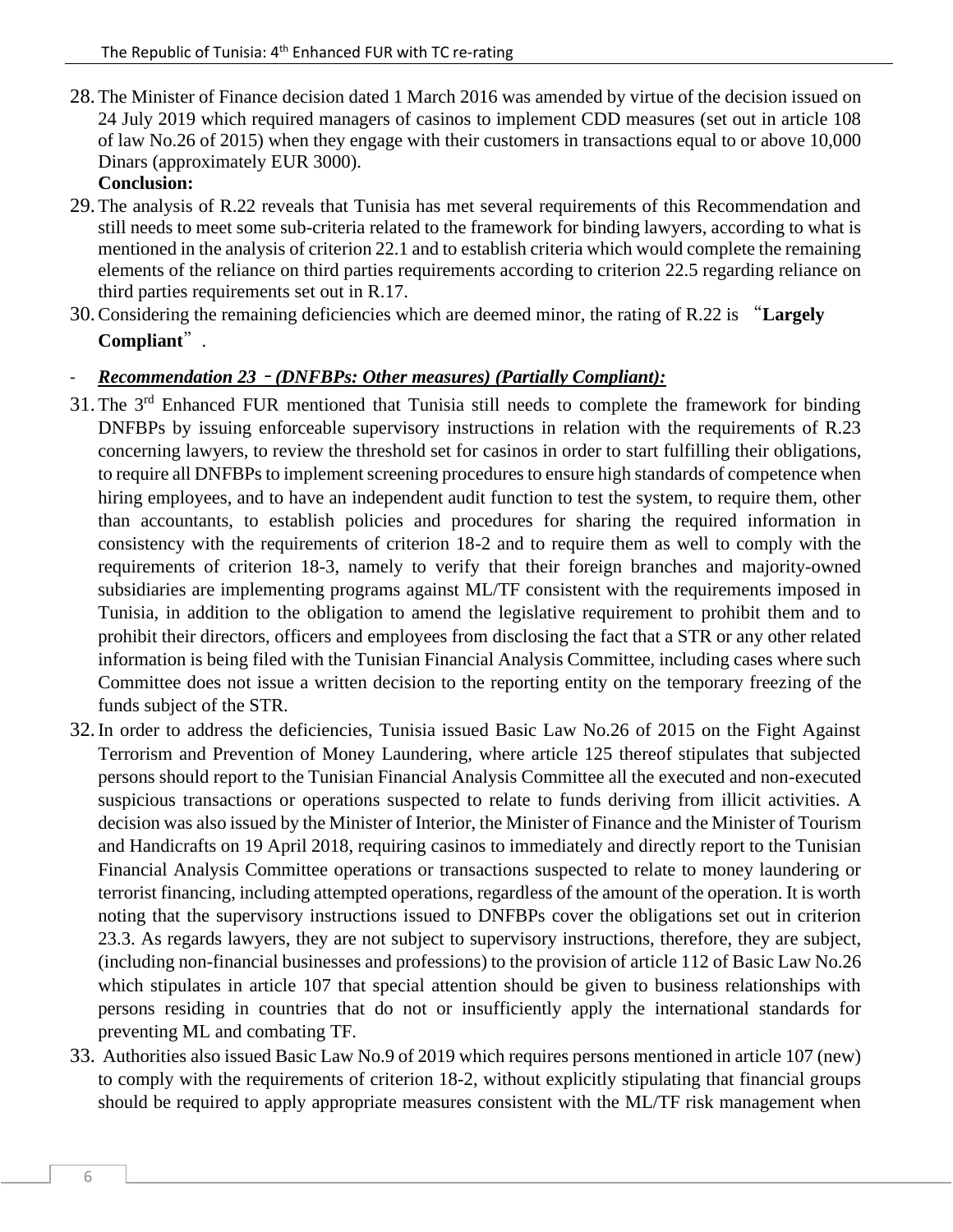28. The Minister of Finance decision dated 1 March 2016 was amended by virtue of the decision issued on 24 July 2019 which required managers of casinos to implement CDD measures (set out in article 108 of law No.26 of 2015) when they engage with their customers in transactions equal to or above 10,000 Dinars (approximately EUR 3000).

**Conclusion:**

29. The analysis of R.22 reveals that Tunisia has met several requirements of this Recommendation and still needs to meet some sub-criteria related to the framework for binding lawyers, according to what is mentioned in the analysis of criterion 22.1 and to establish criteria which would complete the remaining elements of the reliance on third parties requirements according to criterion 22.5 regarding reliance on third parties requirements set out in R.17.

30. Considering the remaining deficiencies which are deemed minor, the rating of R.22 is "**Largely Compliant**".

- ***Recommendation 23 - (DNFBPs: Other measures) (Partially Compliant):***

31. The 3rd Enhanced FUR mentioned that Tunisia still needs to complete the framework for binding DNFBPs by issuing enforceable supervisory instructions in relation with the requirements of R.23 concerning lawyers, to review the threshold set for casinos in order to start fulfilling their obligations, to require all DNFBPs to implement screening procedures to ensure high standards of competence when hiring employees, and to have an independent audit function to test the system, to require them, other than accountants, to establish policies and procedures for sharing the required information in consistency with the requirements of criterion 18-2 and to require them as well to comply with the requirements of criterion 18-3, namely to verify that their foreign branches and majority-owned subsidiaries are implementing programs against ML/TF consistent with the requirements imposed in Tunisia, in addition to the obligation to amend the legislative requirement to prohibit them and to prohibit their directors, officers and employees from disclosing the fact that a STR or any other related information is being filed with the Tunisian Financial Analysis Committee, including cases where such Committee does not issue a written decision to the reporting entity on the temporary freezing of the funds subject of the STR.

32. In order to address the deficiencies, Tunisia issued Basic Law No.26 of 2015 on the Fight Against Terrorism and Prevention of Money Laundering, where article 125 thereof stipulates that subjected persons should report to the Tunisian Financial Analysis Committee all the executed and non-executed suspicious transactions or operations suspected to relate to funds deriving from illicit activities. A decision was also issued by the Minister of Interior, the Minister of Finance and the Minister of Tourism and Handicrafts on 19 April 2018, requiring casinos to immediately and directly report to the Tunisian Financial Analysis Committee operations or transactions suspected to relate to money laundering or terrorist financing, including attempted operations, regardless of the amount of the operation. It is worth noting that the supervisory instructions issued to DNFBPs cover the obligations set out in criterion 23.3. As regards lawyers, they are not subject to supervisory instructions, therefore, they are subject, (including non-financial businesses and professions) to the provision of article 112 of Basic Law No.26 which stipulates in article 107 that special attention should be given to business relationships with persons residing in countries that do not or insufficiently apply the international standards for preventing ML and combating TF.

33. Authorities also issued Basic Law No.9 of 2019 which requires persons mentioned in article 107 (new) to comply with the requirements of criterion 18-2, without explicitly stipulating that financial groups should be required to apply appropriate measures consistent with the ML/TF risk management when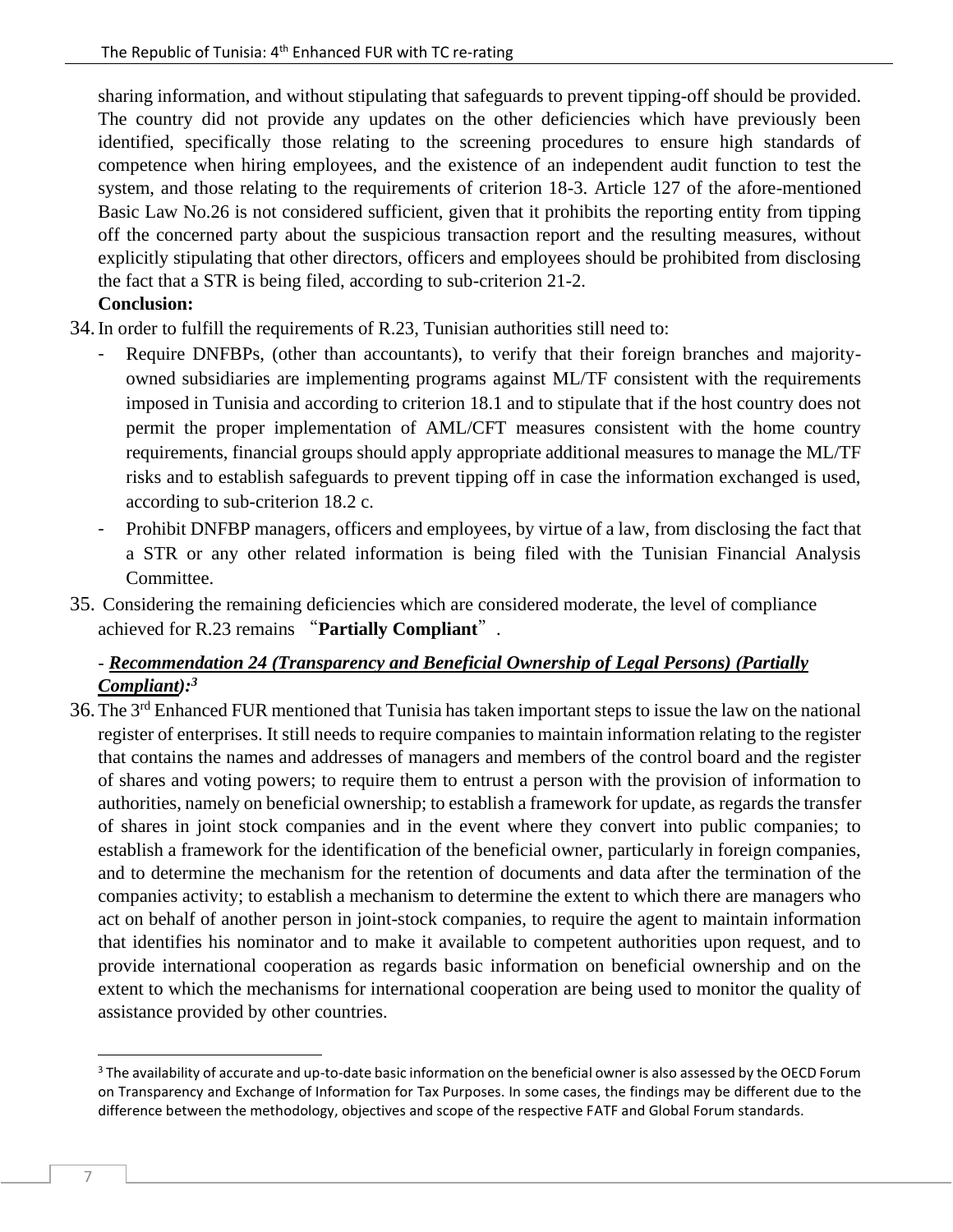sharing information, and without stipulating that safeguards to prevent tipping-off should be provided. The country did not provide any updates on the other deficiencies which have previously been identified, specifically those relating to the screening procedures to ensure high standards of competence when hiring employees, and the existence of an independent audit function to test the system, and those relating to the requirements of criterion 18-3. Article 127 of the afore-mentioned Basic Law No.26 is not considered sufficient, given that it prohibits the reporting entity from tipping off the concerned party about the suspicious transaction report and the resulting measures, without explicitly stipulating that other directors, officers and employees should be prohibited from disclosing the fact that a STR is being filed, according to sub-criterion 21-2.

**Conclusion:**

34. In order to fulfill the requirements of R.23, Tunisian authorities still need to:
    - Require DNFBPs, (other than accountants), to verify that their foreign branches and majority-owned subsidiaries are implementing programs against ML/TF consistent with the requirements imposed in Tunisia and according to criterion 18.1 and to stipulate that if the host country does not permit the proper implementation of AML/CFT measures consistent with the home country requirements, financial groups should apply appropriate additional measures to manage the ML/TF risks and to establish safeguards to prevent tipping off in case the information exchanged is used, according to sub-criterion 18.2 c.
    - Prohibit DNFBP managers, officers and employees, by virtue of a law, from disclosing the fact that a STR or any other related information is being filed with the Tunisian Financial Analysis Committee.

35. Considering the remaining deficiencies which are considered moderate, the level of compliance achieved for R.23 remains "**Partially Compliant**".

- ***Recommendation 24 (Transparency and Beneficial Ownership of Legal Persons) (Partially Compliant):***[3]

36. The 3rd Enhanced FUR mentioned that Tunisia has taken important steps to issue the law on the national register of enterprises. It still needs to require companies to maintain information relating to the register that contains the names and addresses of managers and members of the control board and the register of shares and voting powers; to require them to entrust a person with the provision of information to authorities, namely on beneficial ownership; to establish a framework for update, as regards the transfer of shares in joint stock companies and in the event where they convert into public companies; to establish a framework for the identification of the beneficial owner, particularly in foreign companies, and to determine the mechanism for the retention of documents and data after the termination of the companies activity; to establish a mechanism to determine the extent to which there are managers who act on behalf of another person in joint-stock companies, to require the agent to maintain information that identifies his nominator and to make it available to competent authorities upon request, and to provide international cooperation as regards basic information on beneficial ownership and on the extent to which the mechanisms for international cooperation are being used to monitor the quality of assistance provided by other countries.

---

[3] The availability of accurate and up-to-date basic information on the beneficial owner is also assessed by the OECD Forum on Transparency and Exchange of Information for Tax Purposes. In some cases, the findings may be different due to the difference between the methodology, objectives and scope of the respective FATF and Global Forum standards.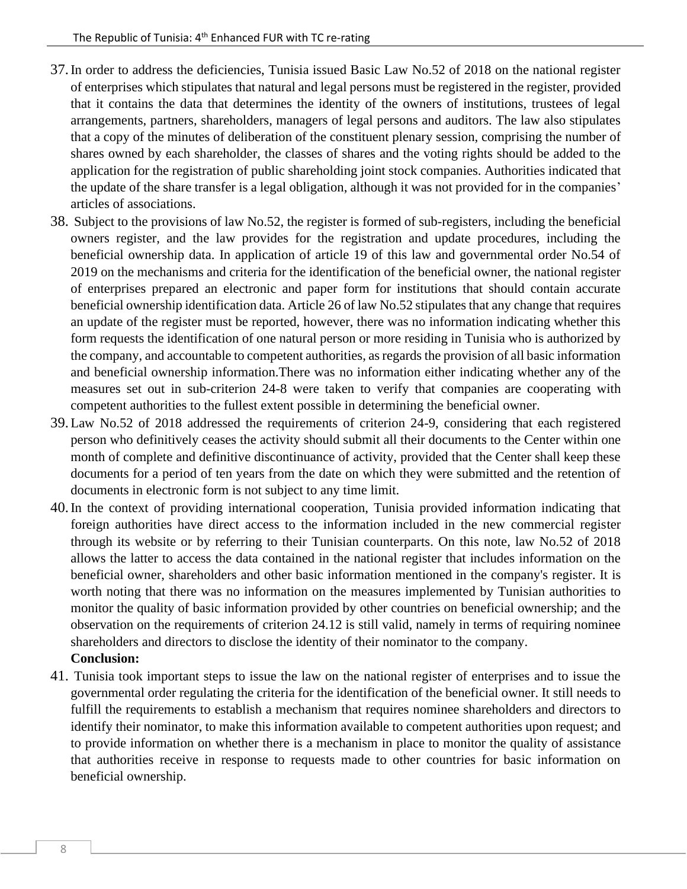37. In order to address the deficiencies, Tunisia issued Basic Law No.52 of 2018 on the national register of enterprises which stipulates that natural and legal persons must be registered in the register, provided that it contains the data that determines the identity of the owners of institutions, trustees of legal arrangements, partners, shareholders, managers of legal persons and auditors. The law also stipulates that a copy of the minutes of deliberation of the constituent plenary session, comprising the number of shares owned by each shareholder, the classes of shares and the voting rights should be added to the application for the registration of public shareholding joint stock companies. Authorities indicated that the update of the share transfer is a legal obligation, although it was not provided for in the companies' articles of associations.

38. Subject to the provisions of law No.52, the register is formed of sub-registers, including the beneficial owners register, and the law provides for the registration and update procedures, including the beneficial ownership data. In application of article 19 of this law and governmental order No.54 of 2019 on the mechanisms and criteria for the identification of the beneficial owner, the national register of enterprises prepared an electronic and paper form for institutions that should contain accurate beneficial ownership identification data. Article 26 of law No.52 stipulates that any change that requires an update of the register must be reported, however, there was no information indicating whether this form requests the identification of one natural person or more residing in Tunisia who is authorized by the company, and accountable to competent authorities, as regards the provision of all basic information and beneficial ownership information.There was no information either indicating whether any of the measures set out in sub-criterion 24-8 were taken to verify that companies are cooperating with competent authorities to the fullest extent possible in determining the beneficial owner.

39. Law No.52 of 2018 addressed the requirements of criterion 24-9, considering that each registered person who definitively ceases the activity should submit all their documents to the Center within one month of complete and definitive discontinuance of activity, provided that the Center shall keep these documents for a period of ten years from the date on which they were submitted and the retention of documents in electronic form is not subject to any time limit.

40. In the context of providing international cooperation, Tunisia provided information indicating that foreign authorities have direct access to the information included in the new commercial register through its website or by referring to their Tunisian counterparts. On this note, law No.52 of 2018 allows the latter to access the data contained in the national register that includes information on the beneficial owner, shareholders and other basic information mentioned in the company's register. It is worth noting that there was no information on the measures implemented by Tunisian authorities to monitor the quality of basic information provided by other countries on beneficial ownership; and the observation on the requirements of criterion 24.12 is still valid, namely in terms of requiring nominee shareholders and directors to disclose the identity of their nominator to the company.

**Conclusion:**

41. Tunisia took important steps to issue the law on the national register of enterprises and to issue the governmental order regulating the criteria for the identification of the beneficial owner. It still needs to fulfill the requirements to establish a mechanism that requires nominee shareholders and directors to identify their nominator, to make this information available to competent authorities upon request; and to provide information on whether there is a mechanism in place to monitor the quality of assistance that authorities receive in response to requests made to other countries for basic information on beneficial ownership.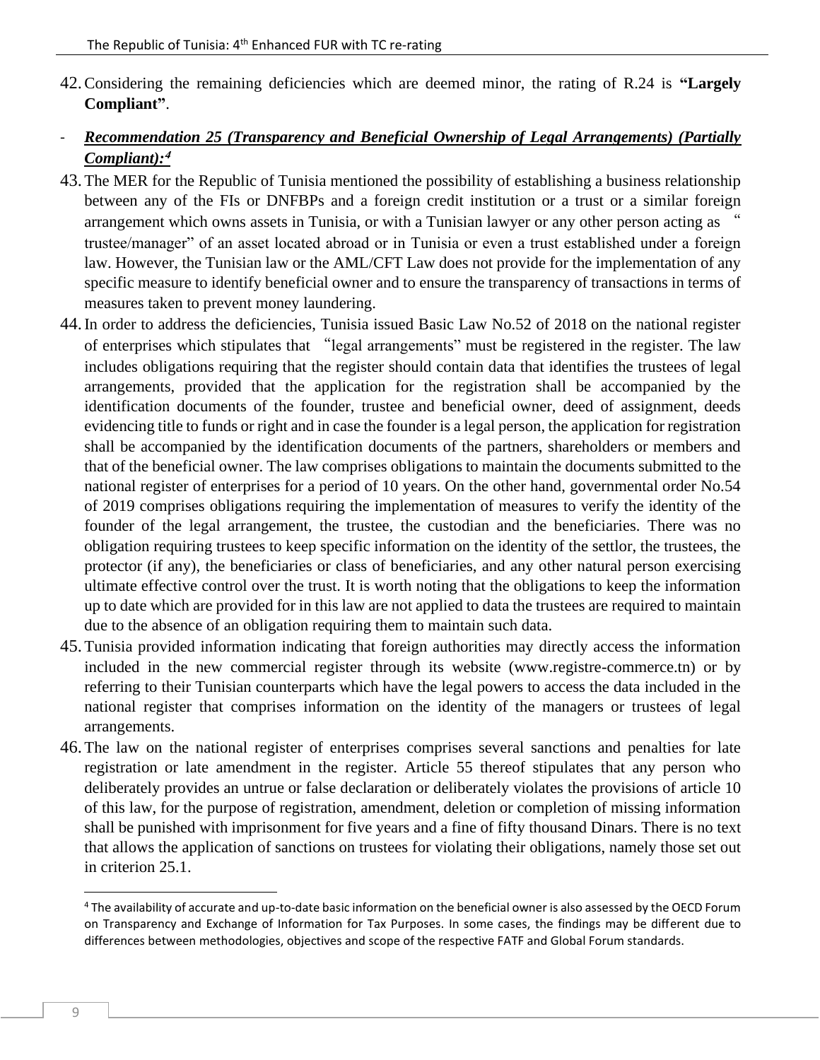42. Considering the remaining deficiencies which are deemed minor, the rating of R.24 is **"Largely Compliant"**.

- ***Recommendation 25 (Transparency and Beneficial Ownership of Legal Arrangements) (Partially Compliant):***[4]

43. The MER for the Republic of Tunisia mentioned the possibility of establishing a business relationship between any of the FIs or DNFBPs and a foreign credit institution or a trust or a similar foreign arrangement which owns assets in Tunisia, or with a Tunisian lawyer or any other person acting as " trustee/manager" of an asset located abroad or in Tunisia or even a trust established under a foreign law. However, the Tunisian law or the AML/CFT Law does not provide for the implementation of any specific measure to identify beneficial owner and to ensure the transparency of transactions in terms of measures taken to prevent money laundering.
44. In order to address the deficiencies, Tunisia issued Basic Law No.52 of 2018 on the national register of enterprises which stipulates that "legal arrangements" must be registered in the register. The law includes obligations requiring that the register should contain data that identifies the trustees of legal arrangements, provided that the application for the registration shall be accompanied by the identification documents of the founder, trustee and beneficial owner, deed of assignment, deeds evidencing title to funds or right and in case the founder is a legal person, the application for registration shall be accompanied by the identification documents of the partners, shareholders or members and that of the beneficial owner. The law comprises obligations to maintain the documents submitted to the national register of enterprises for a period of 10 years. On the other hand, governmental order No.54 of 2019 comprises obligations requiring the implementation of measures to verify the identity of the founder of the legal arrangement, the trustee, the custodian and the beneficiaries. There was no obligation requiring trustees to keep specific information on the identity of the settlor, the trustees, the protector (if any), the beneficiaries or class of beneficiaries, and any other natural person exercising ultimate effective control over the trust. It is worth noting that the obligations to keep the information up to date which are provided for in this law are not applied to data the trustees are required to maintain due to the absence of an obligation requiring them to maintain such data.
45. Tunisia provided information indicating that foreign authorities may directly access the information included in the new commercial register through its website (www.registre-commerce.tn) or by referring to their Tunisian counterparts which have the legal powers to access the data included in the national register that comprises information on the identity of the managers or trustees of legal arrangements.
46. The law on the national register of enterprises comprises several sanctions and penalties for late registration or late amendment in the register. Article 55 thereof stipulates that any person who deliberately provides an untrue or false declaration or deliberately violates the provisions of article 10 of this law, for the purpose of registration, amendment, deletion or completion of missing information shall be punished with imprisonment for five years and a fine of fifty thousand Dinars. There is no text that allows the application of sanctions on trustees for violating their obligations, namely those set out in criterion 25.1.

---

[4] The availability of accurate and up-to-date basic information on the beneficial owner is also assessed by the OECD Forum on Transparency and Exchange of Information for Tax Purposes. In some cases, the findings may be different due to differences between methodologies, objectives and scope of the respective FATF and Global Forum standards.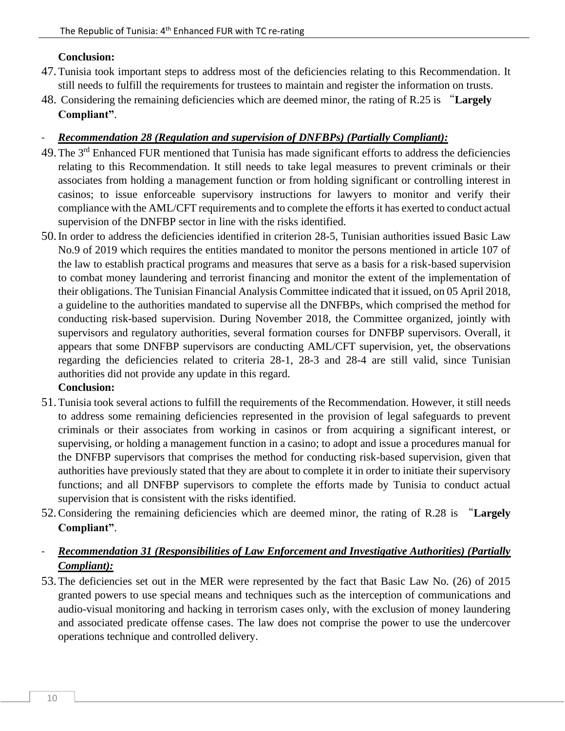**Conclusion:**

47. Tunisia took important steps to address most of the deficiencies relating to this Recommendation. It still needs to fulfill the requirements for trustees to maintain and register the information on trusts.

48. Considering the remaining deficiencies which are deemed minor, the rating of R.25 is "**Largely Compliant**".

- ***Recommendation 28 (Regulation and supervision of DNFBPs) (Partially Compliant):***

49. The 3rd Enhanced FUR mentioned that Tunisia has made significant efforts to address the deficiencies relating to this Recommendation. It still needs to take legal measures to prevent criminals or their associates from holding a management function or from holding significant or controlling interest in casinos; to issue enforceable supervisory instructions for lawyers to monitor and verify their compliance with the AML/CFT requirements and to complete the efforts it has exerted to conduct actual supervision of the DNFBP sector in line with the risks identified.

50. In order to address the deficiencies identified in criterion 28-5, Tunisian authorities issued Basic Law No.9 of 2019 which requires the entities mandated to monitor the persons mentioned in article 107 of the law to establish practical programs and measures that serve as a basis for a risk-based supervision to combat money laundering and terrorist financing and monitor the extent of the implementation of their obligations. The Tunisian Financial Analysis Committee indicated that it issued, on 05 April 2018, a guideline to the authorities mandated to supervise all the DNFBPs, which comprised the method for conducting risk-based supervision. During November 2018, the Committee organized, jointly with supervisors and regulatory authorities, several formation courses for DNFBP supervisors. Overall, it appears that some DNFBP supervisors are conducting AML/CFT supervision, yet, the observations regarding the deficiencies related to criteria 28-1, 28-3 and 28-4 are still valid, since Tunisian authorities did not provide any update in this regard.

**Conclusion:**

51. Tunisia took several actions to fulfill the requirements of the Recommendation. However, it still needs to address some remaining deficiencies represented in the provision of legal safeguards to prevent criminals or their associates from working in casinos or from acquiring a significant interest, or supervising, or holding a management function in a casino; to adopt and issue a procedures manual for the DNFBP supervisors that comprises the method for conducting risk-based supervision, given that authorities have previously stated that they are about to complete it in order to initiate their supervisory functions; and all DNFBP supervisors to complete the efforts made by Tunisia to conduct actual supervision that is consistent with the risks identified.

52. Considering the remaining deficiencies which are deemed minor, the rating of R.28 is "**Largely Compliant**".

- ***Recommendation 31 (Responsibilities of Law Enforcement and Investigative Authorities) (Partially Compliant):***

53. The deficiencies set out in the MER were represented by the fact that Basic Law No. (26) of 2015 granted powers to use special means and techniques such as the interception of communications and audio-visual monitoring and hacking in terrorism cases only, with the exclusion of money laundering and associated predicate offense cases. The law does not comprise the power to use the undercover operations technique and controlled delivery.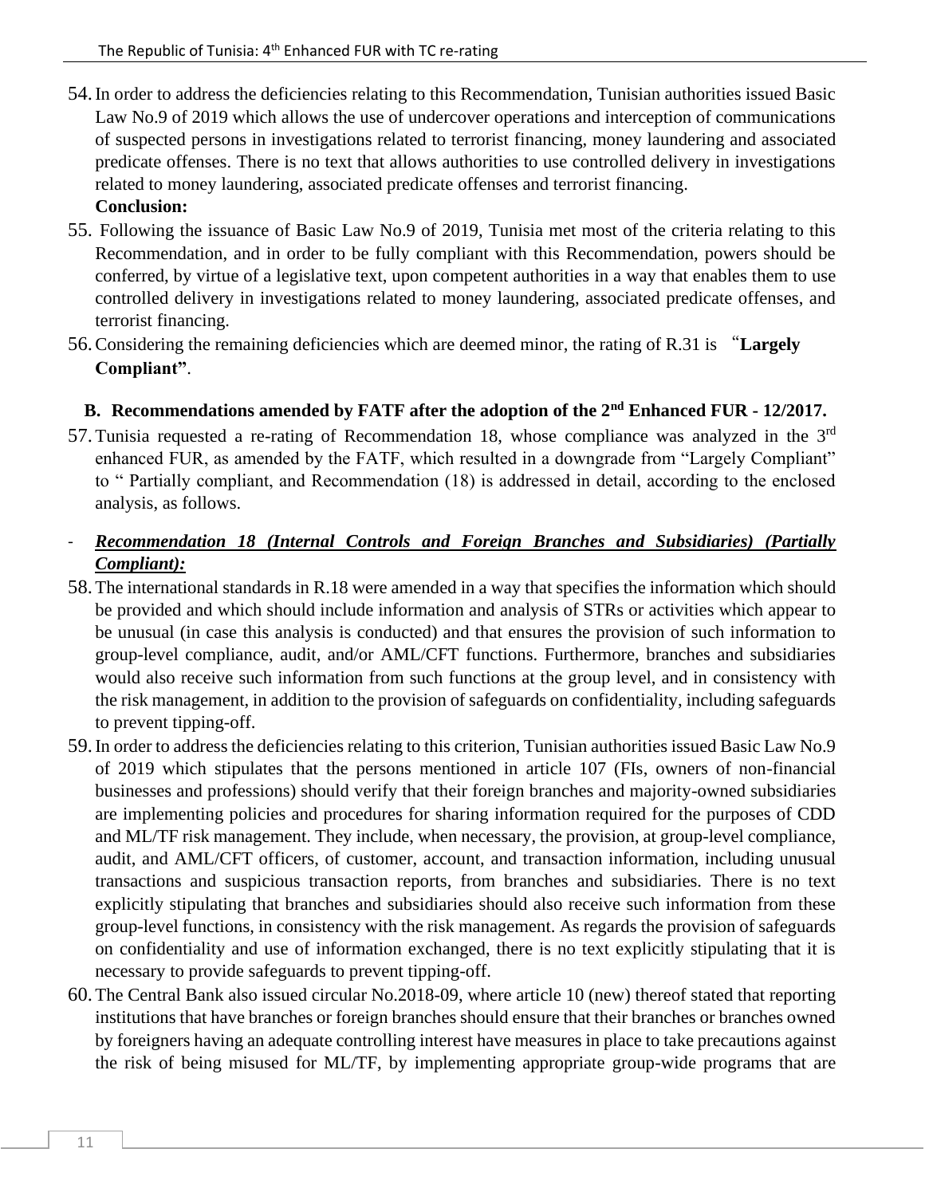54. In order to address the deficiencies relating to this Recommendation, Tunisian authorities issued Basic Law No.9 of 2019 which allows the use of undercover operations and interception of communications of suspected persons in investigations related to terrorist financing, money laundering and associated predicate offenses. There is no text that allows authorities to use controlled delivery in investigations related to money laundering, associated predicate offenses and terrorist financing.

**Conclusion:**

55. Following the issuance of Basic Law No.9 of 2019, Tunisia met most of the criteria relating to this Recommendation, and in order to be fully compliant with this Recommendation, powers should be conferred, by virtue of a legislative text, upon competent authorities in a way that enables them to use controlled delivery in investigations related to money laundering, associated predicate offenses, and terrorist financing.
56. Considering the remaining deficiencies which are deemed minor, the rating of R.31 is "**Largely Compliant"**.

## B. Recommendations amended by FATF after the adoption of the 2nd Enhanced FUR - 12/2017.

57. Tunisia requested a re-rating of Recommendation 18, whose compliance was analyzed in the 3rd enhanced FUR, as amended by the FATF, which resulted in a downgrade from "Largely Compliant" to " Partially compliant, and Recommendation (18) is addressed in detail, according to the enclosed analysis, as follows.

- ***Recommendation 18 (Internal Controls and Foreign Branches and Subsidiaries) (Partially Compliant):***

58. The international standards in R.18 were amended in a way that specifies the information which should be provided and which should include information and analysis of STRs or activities which appear to be unusual (in case this analysis is conducted) and that ensures the provision of such information to group-level compliance, audit, and/or AML/CFT functions. Furthermore, branches and subsidiaries would also receive such information from such functions at the group level, and in consistency with the risk management, in addition to the provision of safeguards on confidentiality, including safeguards to prevent tipping-off.
59. In order to address the deficiencies relating to this criterion, Tunisian authorities issued Basic Law No.9 of 2019 which stipulates that the persons mentioned in article 107 (FIs, owners of non-financial businesses and professions) should verify that their foreign branches and majority-owned subsidiaries are implementing policies and procedures for sharing information required for the purposes of CDD and ML/TF risk management. They include, when necessary, the provision, at group-level compliance, audit, and AML/CFT officers, of customer, account, and transaction information, including unusual transactions and suspicious transaction reports, from branches and subsidiaries. There is no text explicitly stipulating that branches and subsidiaries should also receive such information from these group-level functions, in consistency with the risk management. As regards the provision of safeguards on confidentiality and use of information exchanged, there is no text explicitly stipulating that it is necessary to provide safeguards to prevent tipping-off.
60. The Central Bank also issued circular No.2018-09, where article 10 (new) thereof stated that reporting institutions that have branches or foreign branches should ensure that their branches or branches owned by foreigners having an adequate controlling interest have measures in place to take precautions against the risk of being misused for ML/TF, by implementing appropriate group-wide programs that are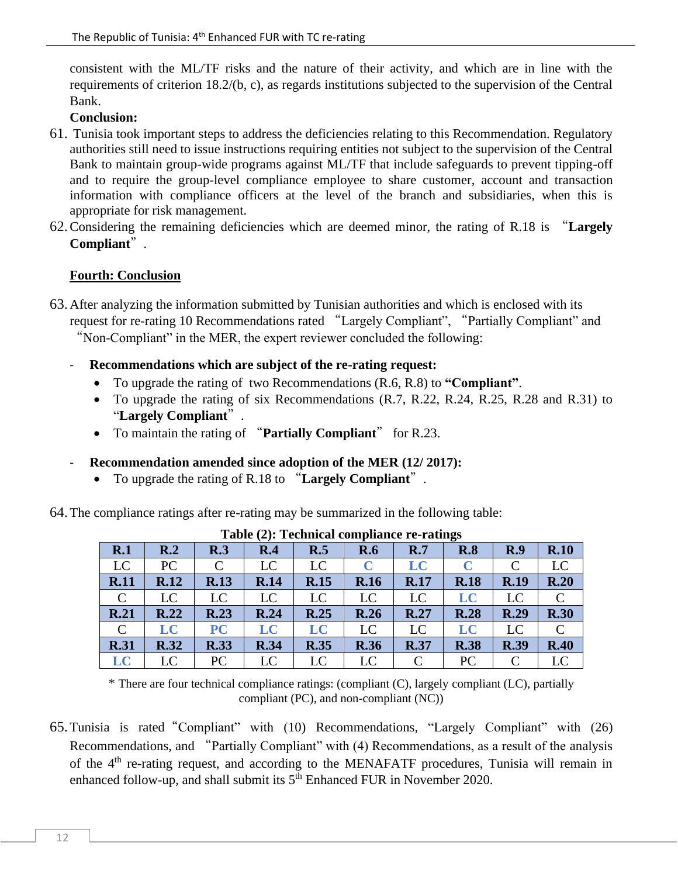consistent with the ML/TF risks and the nature of their activity, and which are in line with the requirements of criterion 18.2/(b, c), as regards institutions subjected to the supervision of the Central Bank.

**Conclusion:**

61. Tunisia took important steps to address the deficiencies relating to this Recommendation. Regulatory authorities still need to issue instructions requiring entities not subject to the supervision of the Central Bank to maintain group-wide programs against ML/TF that include safeguards to prevent tipping-off and to require the group-level compliance employee to share customer, account and transaction information with compliance officers at the level of the branch and subsidiaries, when this is appropriate for risk management.
62. Considering the remaining deficiencies which are deemed minor, the rating of R.18 is "**Largely Compliant**".

**Fourth: Conclusion**

63. After analyzing the information submitted by Tunisian authorities and which is enclosed with its request for re-rating 10 Recommendations rated "Largely Compliant", "Partially Compliant" and "Non-Compliant" in the MER, the expert reviewer concluded the following:

- **Recommendations which are subject of the re-rating request:**
    - To upgrade the rating of two Recommendations (R.6, R.8) to **"Compliant"**.
    - To upgrade the rating of six Recommendations (R.7, R.22, R.24, R.25, R.28 and R.31) to "**Largely Compliant**".
    - To maintain the rating of "**Partially Compliant**" for R.23.
- **Recommendation amended since adoption of the MER (12/ 2017):**
    - To upgrade the rating of R.18 to "**Largely Compliant**".

64. The compliance ratings after re-rating may be summarized in the following table:

**Table (2): Technical compliance re-ratings**

| **R.1** | **R.2** | **R.3** | **R.4** | **R.5** | **R.6** | **R.7** | **R.8** | **R.9** | **R.10** |
|---|---|---|---|---|---|---|---|---|---|
| LC | PC | C | LC | LC | **C** | **LC** | **C** | C | LC |
| **R.11** | **R.12** | **R.13** | **R.14** | **R.15** | **R.16** | **R.17** | **R.18** | **R.19** | **R.20** |
| C | LC | LC | LC | LC | LC | LC | **LC** | LC | C |
| **R.21** | **R.22** | **R.23** | **R.24** | **R.25** | **R.26** | **R.27** | **R.28** | **R.29** | **R.30** |
| C | **LC** | **PC** | **LC** | **LC** | LC | LC | **LC** | LC | C |
| **R.31** | **R.32** | **R.33** | **R.34** | **R.35** | **R.36** | **R.37** | **R.38** | **R.39** | **R.40** |
| **LC** | LC | PC | LC | LC | LC | C | PC | C | LC |

\* There are four technical compliance ratings: (compliant (C), largely compliant (LC), partially compliant (PC), and non-compliant (NC))

65. Tunisia is rated "Compliant" with (10) Recommendations, "Largely Compliant" with (26) Recommendations, and "Partially Compliant" with (4) Recommendations, as a result of the analysis of the 4th re-rating request, and according to the MENAFATF procedures, Tunisia will remain in enhanced follow-up, and shall submit its 5th Enhanced FUR in November 2020.